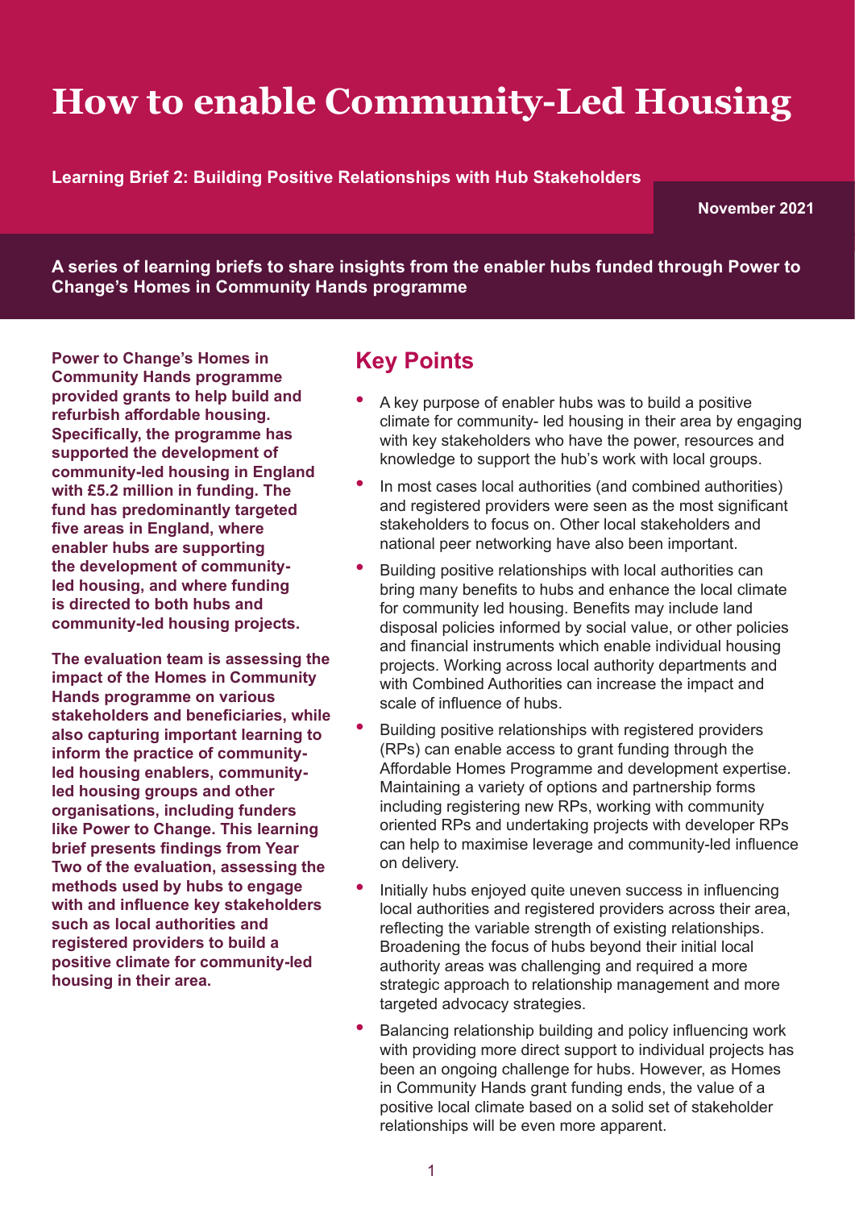# How to enable Community-Led Housing

**Learning Brief 2: Building Positive Relationships with Hub Stakeholders**

**November 2021**

**A series of learning briefs to share insights from the enabler hubs funded through Power to Change's Homes in Community Hands programme**

**Power to Change's Homes in Community Hands programme provided grants to help build and refurbish affordable housing. Specifically, the programme has supported the development of community-led housing in England with £5.2 million in funding. The fund has predominantly targeted five areas in England, where enabler hubs are supporting the development of community-led housing, and where funding is directed to both hubs and community-led housing projects.**

**The evaluation team is assessing the impact of the Homes in Community Hands programme on various stakeholders and beneficiaries, while also capturing important learning to inform the practice of community-led housing enablers, community-led housing groups and other organisations, including funders like Power to Change. This learning brief presents findings from Year Two of the evaluation, assessing the methods used by hubs to engage with and influence key stakeholders such as local authorities and registered providers to build a positive climate for community-led housing in their area.**

## Key Points

- A key purpose of enabler hubs was to build a positive climate for community- led housing in their area by engaging with key stakeholders who have the power, resources and knowledge to support the hub's work with local groups.
- In most cases local authorities (and combined authorities) and registered providers were seen as the most significant stakeholders to focus on. Other local stakeholders and national peer networking have also been important.
- Building positive relationships with local authorities can bring many benefits to hubs and enhance the local climate for community led housing. Benefits may include land disposal policies informed by social value, or other policies and financial instruments which enable individual housing projects. Working across local authority departments and with Combined Authorities can increase the impact and scale of influence of hubs.
- Building positive relationships with registered providers (RPs) can enable access to grant funding through the Affordable Homes Programme and development expertise. Maintaining a variety of options and partnership forms including registering new RPs, working with community oriented RPs and undertaking projects with developer RPs can help to maximise leverage and community-led influence on delivery.
- Initially hubs enjoyed quite uneven success in influencing local authorities and registered providers across their area, reflecting the variable strength of existing relationships. Broadening the focus of hubs beyond their initial local authority areas was challenging and required a more strategic approach to relationship management and more targeted advocacy strategies.
- Balancing relationship building and policy influencing work with providing more direct support to individual projects has been an ongoing challenge for hubs. However, as Homes in Community Hands grant funding ends, the value of a positive local climate based on a solid set of stakeholder relationships will be even more apparent.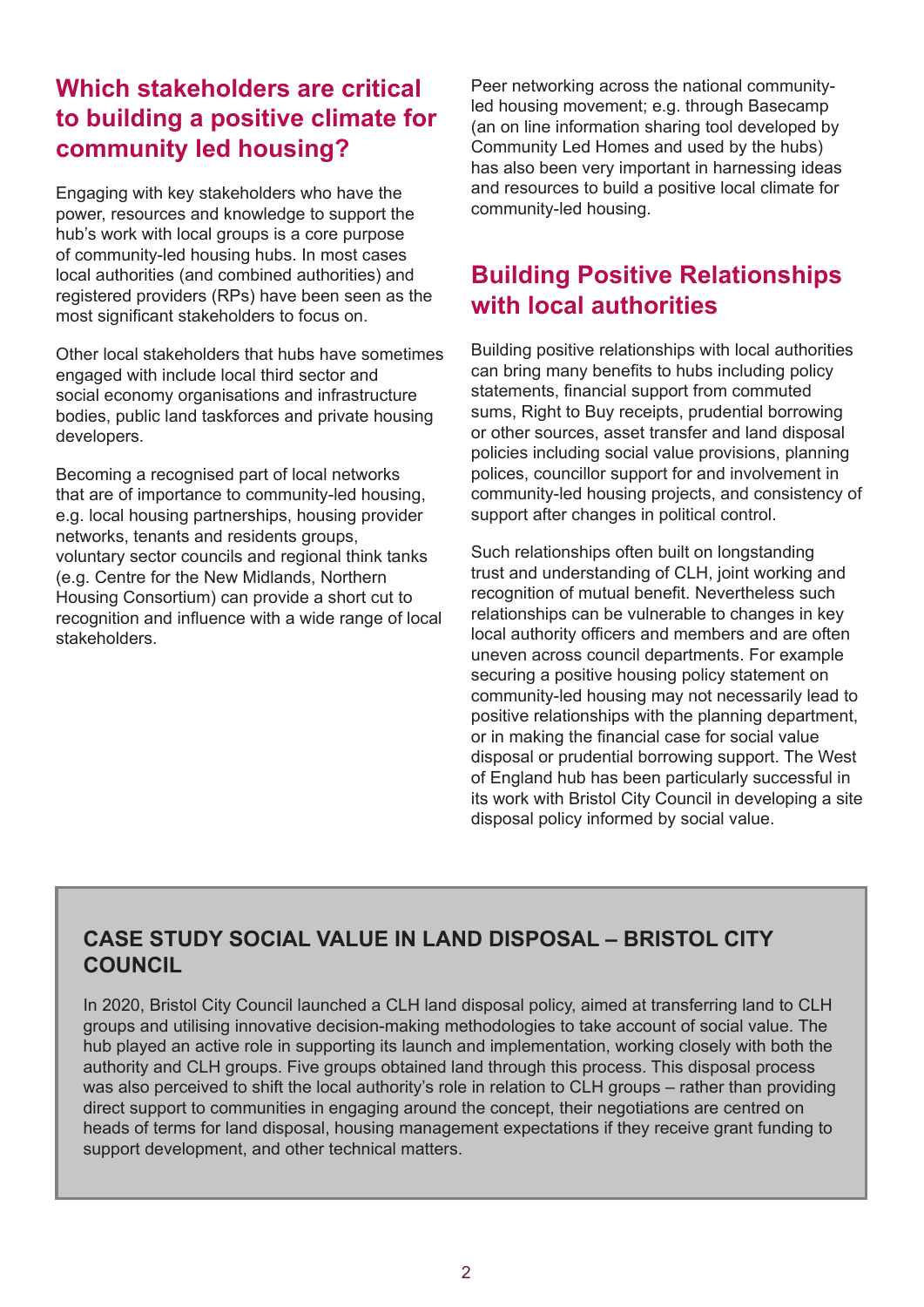## Which stakeholders are critical to building a positive climate for community led housing?

Engaging with key stakeholders who have the power, resources and knowledge to support the hub's work with local groups is a core purpose of community-led housing hubs. In most cases local authorities (and combined authorities) and registered providers (RPs) have been seen as the most significant stakeholders to focus on.

Other local stakeholders that hubs have sometimes engaged with include local third sector and social economy organisations and infrastructure bodies, public land taskforces and private housing developers.

Becoming a recognised part of local networks that are of importance to community-led housing, e.g. local housing partnerships, housing provider networks, tenants and residents groups, voluntary sector councils and regional think tanks (e.g. Centre for the New Midlands, Northern Housing Consortium) can provide a short cut to recognition and influence with a wide range of local stakeholders.

Peer networking across the national community-led housing movement; e.g. through Basecamp (an on line information sharing tool developed by Community Led Homes and used by the hubs) has also been very important in harnessing ideas and resources to build a positive local climate for community-led housing.

## Building Positive Relationships with local authorities

Building positive relationships with local authorities can bring many benefits to hubs including policy statements, financial support from commuted sums, Right to Buy receipts, prudential borrowing or other sources, asset transfer and land disposal policies including social value provisions, planning polices, councillor support for and involvement in community-led housing projects, and consistency of support after changes in political control.

Such relationships often built on longstanding trust and understanding of CLH, joint working and recognition of mutual benefit. Nevertheless such relationships can be vulnerable to changes in key local authority officers and members and are often uneven across council departments. For example securing a positive housing policy statement on community-led housing may not necessarily lead to positive relationships with the planning department, or in making the financial case for social value disposal or prudential borrowing support. The West of England hub has been particularly successful in its work with Bristol City Council in developing a site disposal policy informed by social value.

### CASE STUDY SOCIAL VALUE IN LAND DISPOSAL – BRISTOL CITY COUNCIL

In 2020, Bristol City Council launched a CLH land disposal policy, aimed at transferring land to CLH groups and utilising innovative decision-making methodologies to take account of social value. The hub played an active role in supporting its launch and implementation, working closely with both the authority and CLH groups. Five groups obtained land through this process. This disposal process was also perceived to shift the local authority's role in relation to CLH groups – rather than providing direct support to communities in engaging around the concept, their negotiations are centred on heads of terms for land disposal, housing management expectations if they receive grant funding to support development, and other technical matters.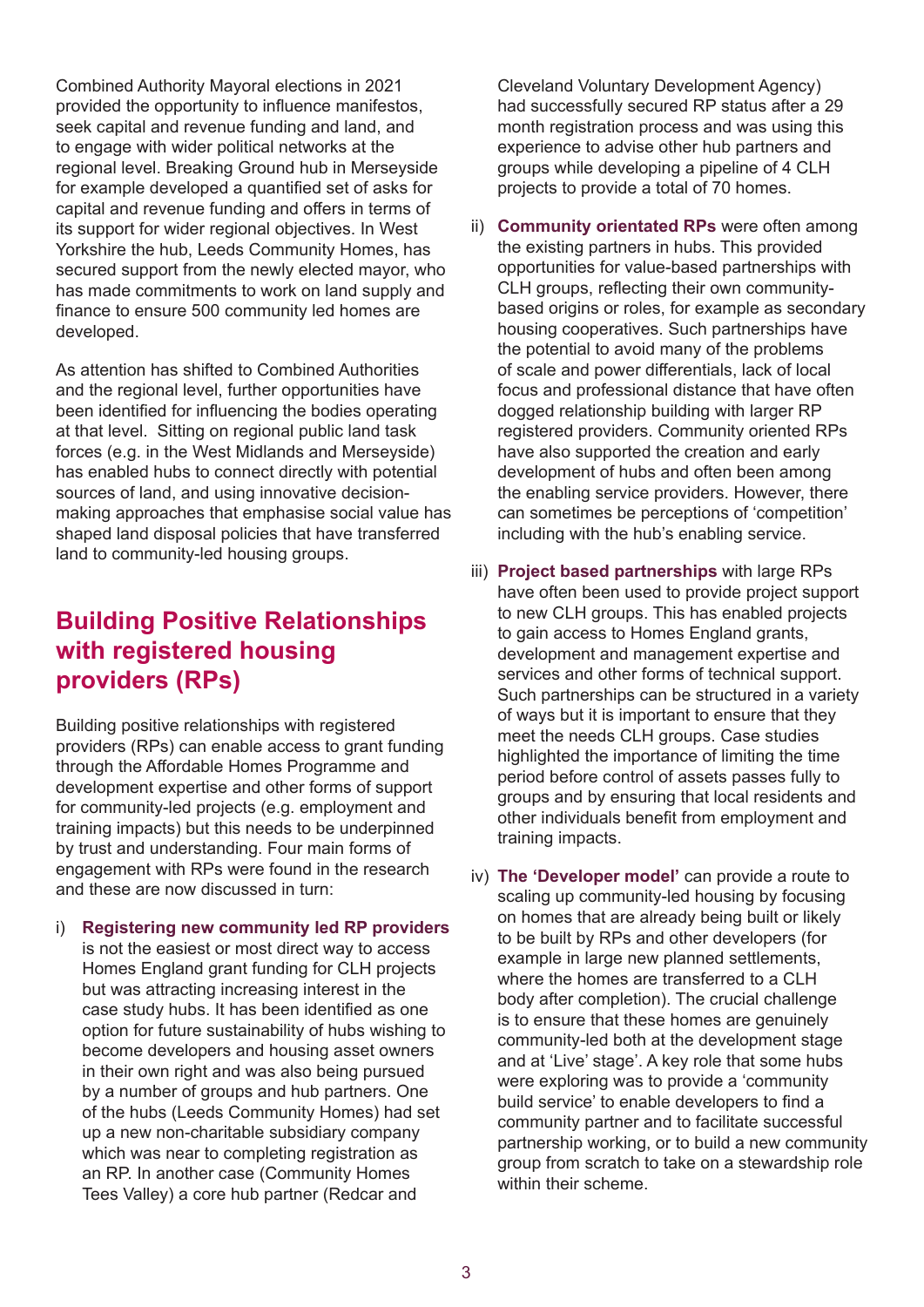Combined Authority Mayoral elections in 2021 provided the opportunity to influence manifestos, seek capital and revenue funding and land, and to engage with wider political networks at the regional level. Breaking Ground hub in Merseyside for example developed a quantified set of asks for capital and revenue funding and offers in terms of its support for wider regional objectives. In West Yorkshire the hub, Leeds Community Homes, has secured support from the newly elected mayor, who has made commitments to work on land supply and finance to ensure 500 community led homes are developed.

As attention has shifted to Combined Authorities and the regional level, further opportunities have been identified for influencing the bodies operating at that level. Sitting on regional public land task forces (e.g. in the West Midlands and Merseyside) has enabled hubs to connect directly with potential sources of land, and using innovative decision-making approaches that emphasise social value has shaped land disposal policies that have transferred land to community-led housing groups.

## Building Positive Relationships with registered housing providers (RPs)

Building positive relationships with registered providers (RPs) can enable access to grant funding through the Affordable Homes Programme and development expertise and other forms of support for community-led projects (e.g. employment and training impacts) but this needs to be underpinned by trust and understanding. Four main forms of engagement with RPs were found in the research and these are now discussed in turn:

i) **Registering new community led RP providers** is not the easiest or most direct way to access Homes England grant funding for CLH projects but was attracting increasing interest in the case study hubs. It has been identified as one option for future sustainability of hubs wishing to become developers and housing asset owners in their own right and was also being pursued by a number of groups and hub partners. One of the hubs (Leeds Community Homes) had set up a new non-charitable subsidiary company which was near to completing registration as an RP. In another case (Community Homes Tees Valley) a core hub partner (Redcar and Cleveland Voluntary Development Agency) had successfully secured RP status after a 29 month registration process and was using this experience to advise other hub partners and groups while developing a pipeline of 4 CLH projects to provide a total of 70 homes.

ii) **Community orientated RPs** were often among the existing partners in hubs. This provided opportunities for value-based partnerships with CLH groups, reflecting their own community-based origins or roles, for example as secondary housing cooperatives. Such partnerships have the potential to avoid many of the problems of scale and power differentials, lack of local focus and professional distance that have often dogged relationship building with larger RP registered providers. Community oriented RPs have also supported the creation and early development of hubs and often been among the enabling service providers. However, there can sometimes be perceptions of 'competition' including with the hub's enabling service.

iii) **Project based partnerships** with large RPs have often been used to provide project support to new CLH groups. This has enabled projects to gain access to Homes England grants, development and management expertise and services and other forms of technical support. Such partnerships can be structured in a variety of ways but it is important to ensure that they meet the needs CLH groups. Case studies highlighted the importance of limiting the time period before control of assets passes fully to groups and by ensuring that local residents and other individuals benefit from employment and training impacts.

iv) **The 'Developer model'** can provide a route to scaling up community-led housing by focusing on homes that are already being built or likely to be built by RPs and other developers (for example in large new planned settlements, where the homes are transferred to a CLH body after completion). The crucial challenge is to ensure that these homes are genuinely community-led both at the development stage and at 'Live' stage'. A key role that some hubs were exploring was to provide a 'community build service' to enable developers to find a community partner and to facilitate successful partnership working, or to build a new community group from scratch to take on a stewardship role within their scheme.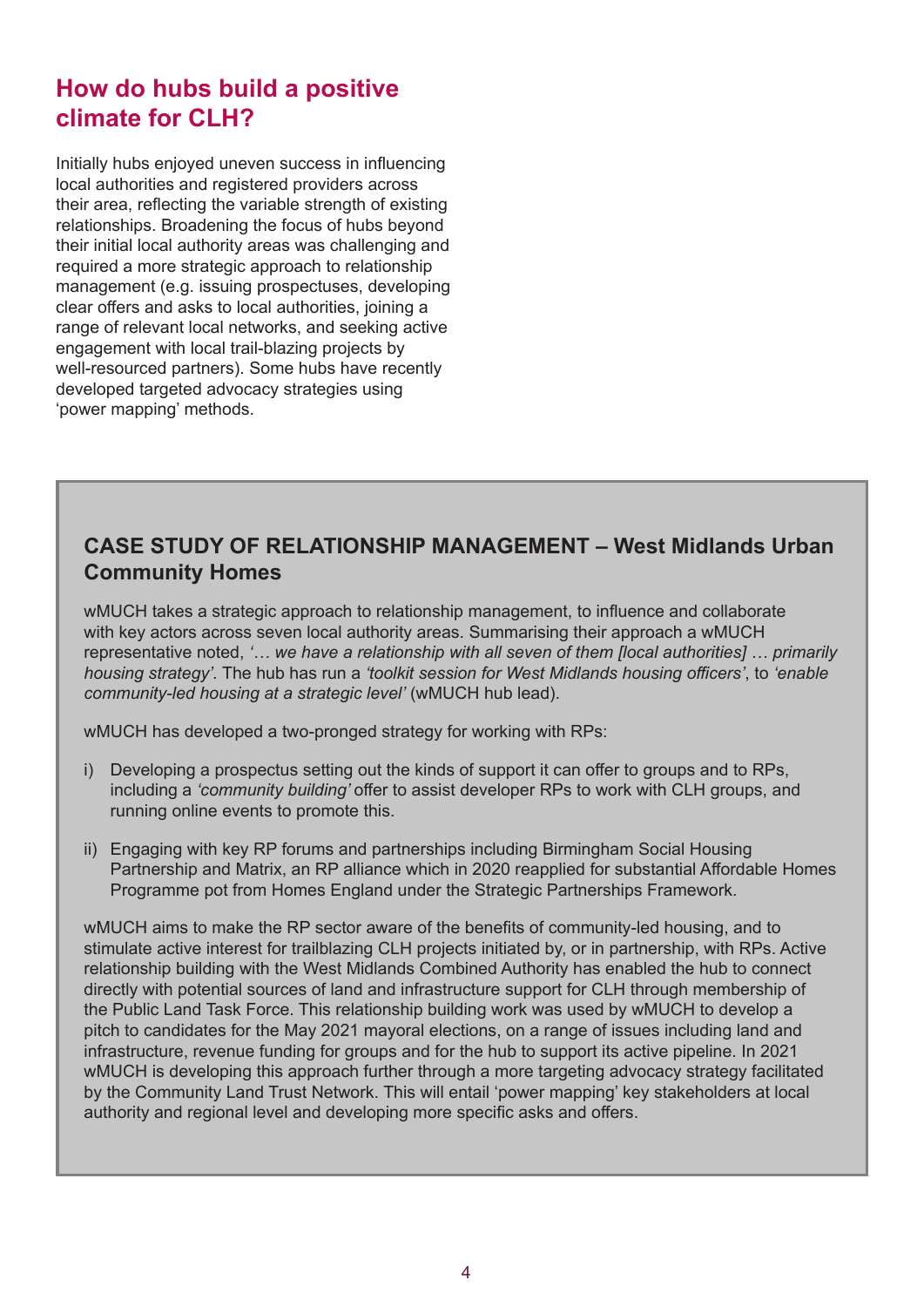## How do hubs build a positive climate for CLH?

Initially hubs enjoyed uneven success in influencing local authorities and registered providers across their area, reflecting the variable strength of existing relationships. Broadening the focus of hubs beyond their initial local authority areas was challenging and required a more strategic approach to relationship management (e.g. issuing prospectuses, developing clear offers and asks to local authorities, joining a range of relevant local networks, and seeking active engagement with local trail-blazing projects by well-resourced partners). Some hubs have recently developed targeted advocacy strategies using 'power mapping' methods.

### CASE STUDY OF RELATIONSHIP MANAGEMENT – West Midlands Urban Community Homes

wMUCH takes a strategic approach to relationship management, to influence and collaborate with key actors across seven local authority areas. Summarising their approach a wMUCH representative noted, *'… we have a relationship with all seven of them [local authorities] … primarily housing strategy'*. The hub has run a *'toolkit session for West Midlands housing officers'*, to *'enable community-led housing at a strategic level'* (wMUCH hub lead).

wMUCH has developed a two-pronged strategy for working with RPs:

i) Developing a prospectus setting out the kinds of support it can offer to groups and to RPs, including a *'community building'* offer to assist developer RPs to work with CLH groups, and running online events to promote this.

ii) Engaging with key RP forums and partnerships including Birmingham Social Housing Partnership and Matrix, an RP alliance which in 2020 reapplied for substantial Affordable Homes Programme pot from Homes England under the Strategic Partnerships Framework.

wMUCH aims to make the RP sector aware of the benefits of community-led housing, and to stimulate active interest for trailblazing CLH projects initiated by, or in partnership, with RPs. Active relationship building with the West Midlands Combined Authority has enabled the hub to connect directly with potential sources of land and infrastructure support for CLH through membership of the Public Land Task Force. This relationship building work was used by wMUCH to develop a pitch to candidates for the May 2021 mayoral elections, on a range of issues including land and infrastructure, revenue funding for groups and for the hub to support its active pipeline. In 2021 wMUCH is developing this approach further through a more targeting advocacy strategy facilitated by the Community Land Trust Network. This will entail 'power mapping' key stakeholders at local authority and regional level and developing more specific asks and offers.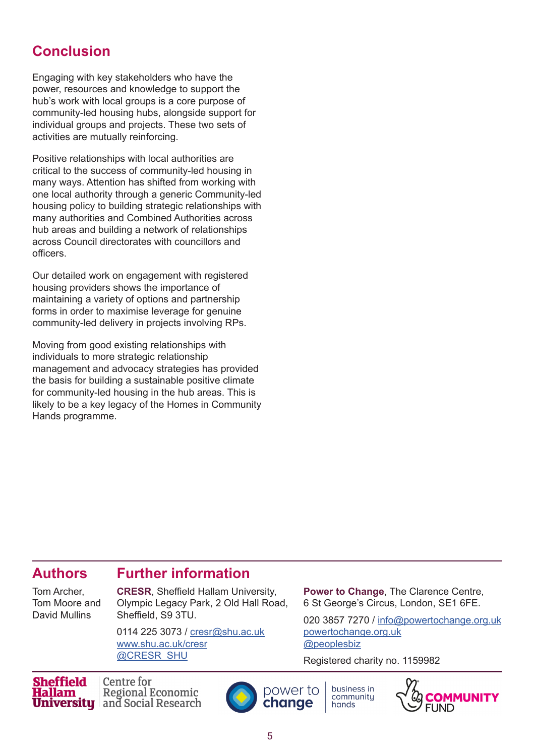## Conclusion

Engaging with key stakeholders who have the power, resources and knowledge to support the hub's work with local groups is a core purpose of community-led housing hubs, alongside support for individual groups and projects. These two sets of activities are mutually reinforcing.

Positive relationships with local authorities are critical to the success of community-led housing in many ways. Attention has shifted from working with one local authority through a generic Community-led housing policy to building strategic relationships with many authorities and Combined Authorities across hub areas and building a network of relationships across Council directorates with councillors and officers.

Our detailed work on engagement with registered housing providers shows the importance of maintaining a variety of options and partnership forms in order to maximise leverage for genuine community-led delivery in projects involving RPs.

Moving from good existing relationships with individuals to more strategic relationship management and advocacy strategies has provided the basis for building a sustainable positive climate for community-led housing in the hub areas. This is likely to be a key legacy of the Homes in Community Hands programme.

## Authors

Tom Archer, Tom Moore and David Mullins

## Further information

**CRESR**, Sheffield Hallam University, Olympic Legacy Park, 2 Old Hall Road, Sheffield, S9 3TU.

0114 225 3073 / cresr@shu.ac.uk
www.shu.ac.uk/cresr
@CRESR_SHU

**Power to Change**, The Clarence Centre, 6 St George's Circus, London, SE1 6FE.

020 3857 7270 / info@powertochange.org.uk
powertochange.org.uk
@peoplesbiz

Registered charity no. 1159982

Sheffield Hallam University | Centre for Regional Economic and Social Research

power to change | business in community hands

COMMUNITY FUND